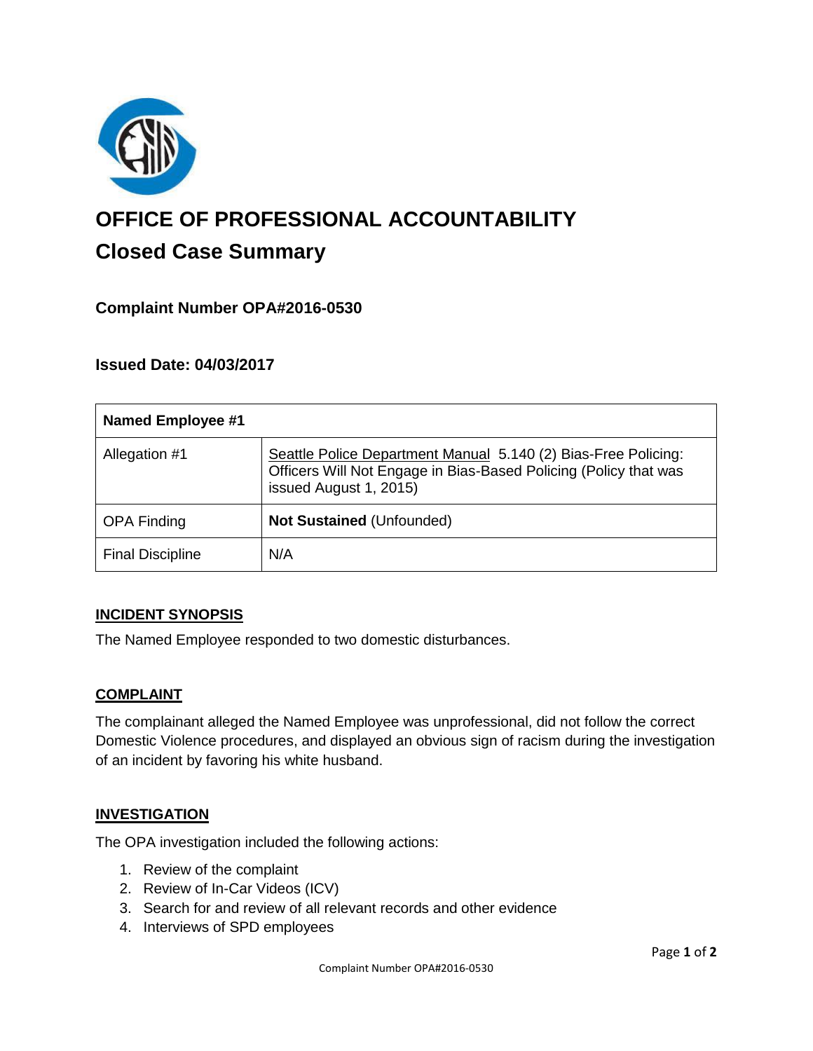# OFFICE OF PROFESSIONAL ACCOUNTABILITY

## Closed Case Summary

### Complaint Number OPA#2016-0530

### Issued Date: 04/03/2017

| Named Employee #1 | |
|---|---|
| Allegation #1 | Seattle Police Department Manual 5.140 (2) Bias-Free Policing: Officers Will Not Engage in Bias-Based Policing (Policy that was issued August 1, 2015) |
| OPA Finding | **Not Sustained** (Unfounded) |
| Final Discipline | N/A |

**INCIDENT SYNOPSIS**

The Named Employee responded to two domestic disturbances.

**COMPLAINT**

The complainant alleged the Named Employee was unprofessional, did not follow the correct Domestic Violence procedures, and displayed an obvious sign of racism during the investigation of an incident by favoring his white husband.

**INVESTIGATION**

The OPA investigation included the following actions:

1. Review of the complaint
2. Review of In-Car Videos (ICV)
3. Search for and review of all relevant records and other evidence
4. Interviews of SPD employees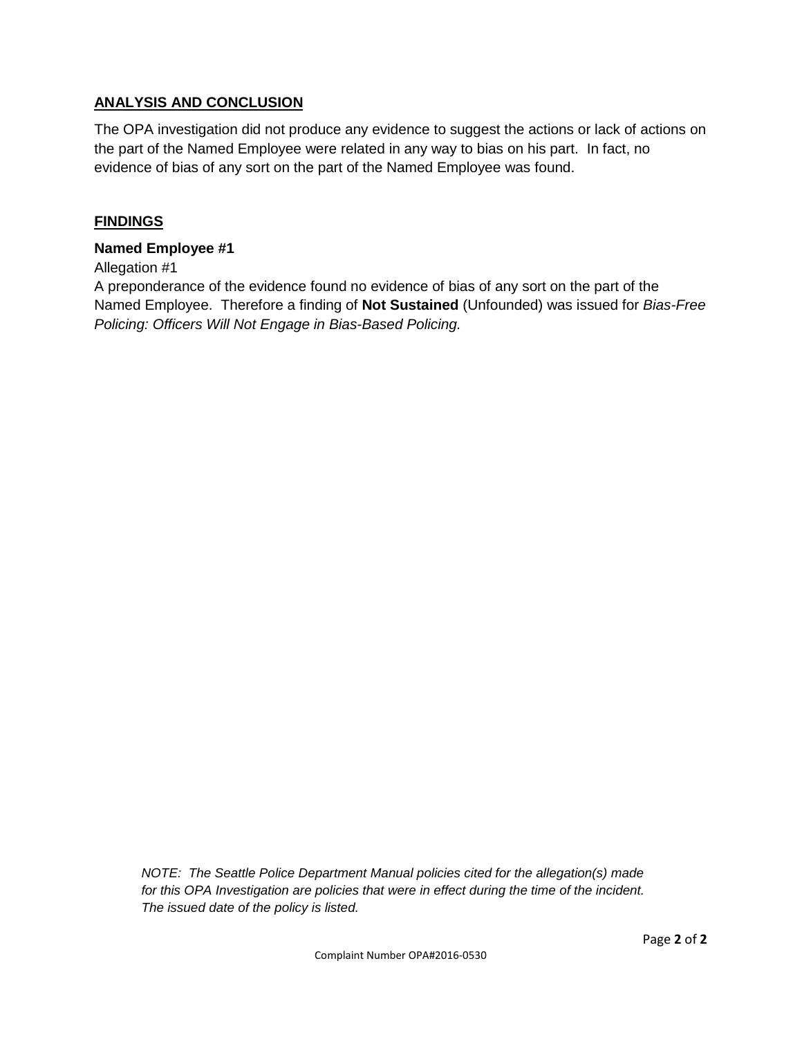## ANALYSIS AND CONCLUSION

The OPA investigation did not produce any evidence to suggest the actions or lack of actions on the part of the Named Employee were related in any way to bias on his part. In fact, no evidence of bias of any sort on the part of the Named Employee was found.

## FINDINGS

**Named Employee #1**

Allegation #1

A preponderance of the evidence found no evidence of bias of any sort on the part of the Named Employee. Therefore a finding of **Not Sustained** (Unfounded) was issued for *Bias-Free Policing: Officers Will Not Engage in Bias-Based Policing.*

*NOTE: The Seattle Police Department Manual policies cited for the allegation(s) made for this OPA Investigation are policies that were in effect during the time of the incident. The issued date of the policy is listed.*

Complaint Number OPA#2016-0530